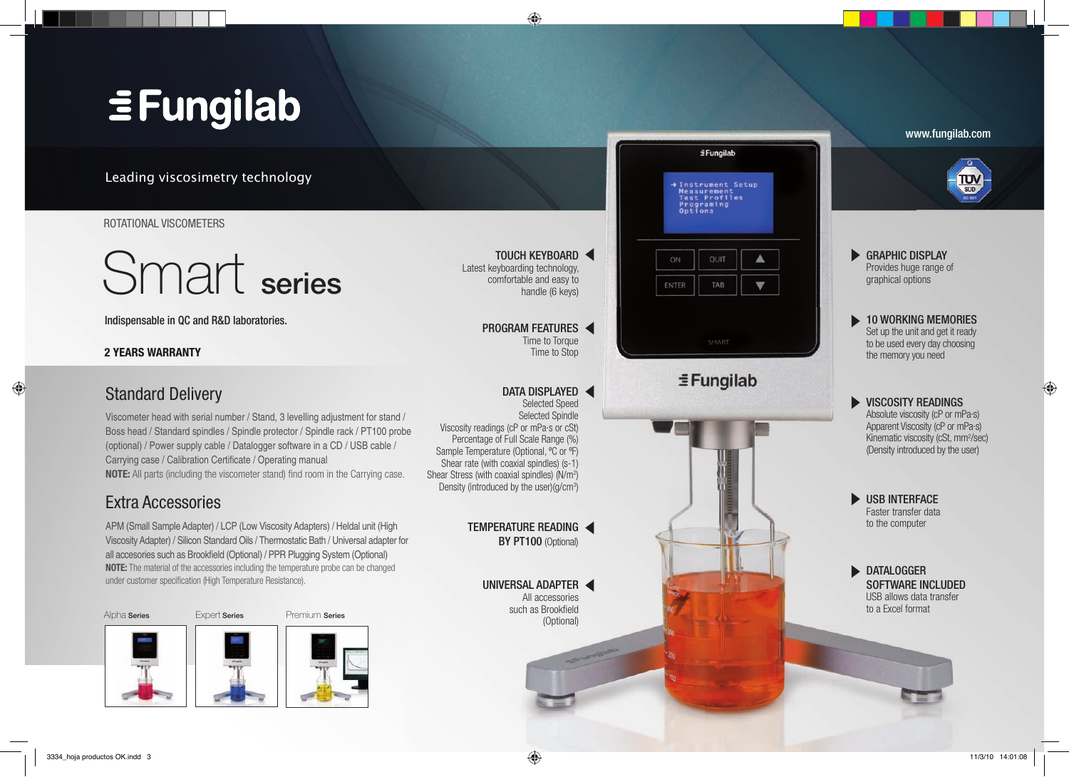# Fungilab

Leading viscosimetry technology

www.fungilab.com

ROTATIONAL VISCOMETERS

# Smart series

Indispensable in QC and R&D laboratories.

**2 YEARS WARRANTY**

## Standard Delivery

Viscometer head with serial number / Stand, 3 levelling adjustment for stand / Boss head / Standard spindles / Spindle protector / Spindle rack / PT100 probe (optional) / Power supply cable / Datalogger software in a CD / USB cable / Carrying case / Calibration Certificate / Operating manual

**NOTE:** All parts (including the viscometer stand) find room in the Carrying case.

## Extra Accessories

APM (Small Sample Adapter) / LCP (Low Viscosity Adapters) / Heldal unit (High Viscosity Adapter) / Silicon Standard Oils / Thermostatic Bath / Universal adapter for all accesories such as Brookfield (Optional) / PPR Plugging System (Optional)

**NOTE:** The material of the accessories including the temperature probe can be changed under customer specification (High Temperature Resistance).

Alpha **Series** | Expert **Series** | Premium **Series**

**TOUCH KEYBOARD**
Latest keyboarding technology, comfortable and easy to handle (6 keys)

**PROGRAM FEATURES**
Time to Torque
Time to Stop

**DATA DISPLAYED**
Selected Speed
Selected Spindle
Viscosity readings (cP or mPa·s or cSt)
Percentage of Full Scale Range (%)
Sample Temperature (Optional, ºC or ºF)
Shear rate (with coaxial spindles) (s-1)
Shear Stress (with coaxial spindles) (N/m²)
Density (introduced by the user)(g/cm³)

**TEMPERATURE READING BY PT100** (Optional)

**UNIVERSAL ADAPTER**
All accessories such as Brookfield (Optional)

**GRAPHIC DISPLAY**
Provides huge range of graphical options

**10 WORKING MEMORIES**
Set up the unit and get it ready to be used every day choosing the memory you need

**VISCOSITY READINGS**
Absolute viscosity (cP or mPa·s)
Apparent Viscosity (cP or mPa·s)
Kinematic viscosity (cSt, mm²/sec)
(Density introduced by the user)

**USB INTERFACE**
Faster transfer data to the computer

**DATALOGGER SOFTWARE INCLUDED**
USB allows data transfer to a Excel format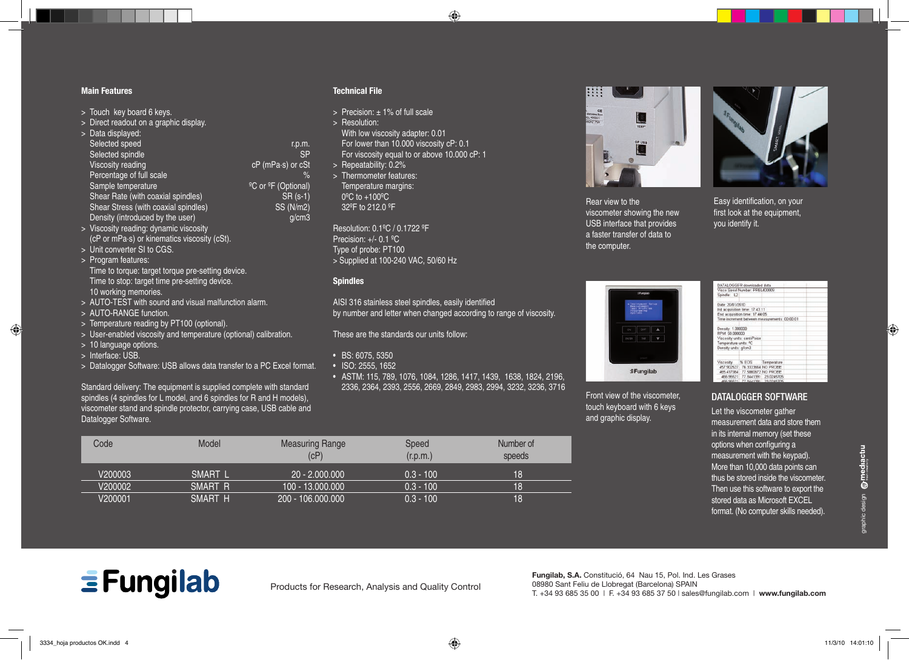## Main Features

- > Touch key board 6 keys.
- > Direct readout on a graphic display.
- > Data displayed:

| | |
|---|---|
| Selected speed | r.p.m. |
| Selected spindle | SP |
| Viscosity reading | cP (mPa·s) or cSt |
| Percentage of full scale | % |
| Sample temperature | ºC or ºF (Optional) |
| Shear Rate (with coaxial spindles) | SR (s-1) |
| Shear Stress (with coaxial spindles) | SS (N/m2) |
| Density (introduced by the user) | g/cm3 |

- > Viscosity reading: dynamic viscosity (cP or mPa·s) or kinematics viscosity (cSt).
- > Unit converter SI to CGS.
- > Program features:
  Time to torque: target torque pre-setting device.
  Time to stop: target time pre-setting device.
  10 working memories.
- > AUTO-TEST with sound and visual malfunction alarm.
- > AUTO-RANGE function.
- > Temperature reading by PT100 (optional).
- > User-enabled viscosity and temperature (optional) calibration.
- > 10 language options.
- > Interface: USB.
- > Datalogger Software: USB allows data transfer to a PC Excel format.

Standard delivery: The equipment is supplied complete with standard spindles (4 spindles for L model, and 6 spindles for R and H models), viscometer stand and spindle protector, carrying case, USB cable and Datalogger Software.

## Technical File

- > Precision: ± 1% of full scale
- > Resolution:
  With low viscosity adapter: 0.01
  For lower than 10.000 viscosity cP: 0.1
  For viscosity equal to or above 10.000 cP: 1
- > Repeatability: 0.2%
- > Thermometer features:
  Temperature margins:
  0ºC to +100ºC
  32ºF to 212.0 ºF

Resolution: 0.1ºC / 0.1722 ºF
Precision: +/- 0.1 ºC
Type of probe: PT100
> Supplied at 100-240 VAC, 50/60 Hz

## Spindles

AISI 316 stainless steel spindles, easily identified by number and letter when changed according to range of viscosity.

These are the standards our units follow:

- BS: 6075, 5350
- ISO: 2555, 1652
- ASTM: 115, 789, 1076, 1084, 1286, 1417, 1439, 1638, 1824, 2196, 2336, 2364, 2393, 2556, 2669, 2849, 2983, 2994, 3232, 3236, 3716

| Code | Model | Measuring Range (cP) | Speed (r.p.m.) | Number of speeds |
|---|---|---|---|---|
| V200003 | SMART L | 20 - 2.000.000 | 0.3 - 100 | 18 |
| V200002 | SMART R | 100 - 13.000.000 | 0.3 - 100 | 18 |
| V200001 | SMART H | 200 - 106.000.000 | 0.3 - 100 | 18 |

Rear view to the viscometer showing the new USB interface that provides a faster transfer of data to the computer.

Easy identification, on your first look at the equipment, you identify it.

Front view of the viscometer, touch keyboard with 6 keys and graphic display.

## DATALOGGER SOFTWARE

Let the viscometer gather measurement data and store them in its internal memory (set these options when configuring a measurement with the keypad). More than 10,000 data points can thus be stored inside the viscometer. Then use this software to export the stored data as Microsoft EXCEL format. (No computer skills needed).

graphic design mediactu

**Fungilab**

Products for Research, Analysis and Quality Control

**Fungilab, S.A.** Constitució, 64 Nau 15, Pol. Ind. Les Grases
08980 Sant Feliu de Llobregat (Barcelona) SPAIN
T. +34 93 685 35 00 | F. +34 93 685 37 50 | sales@fungilab.com | **www.fungilab.com**